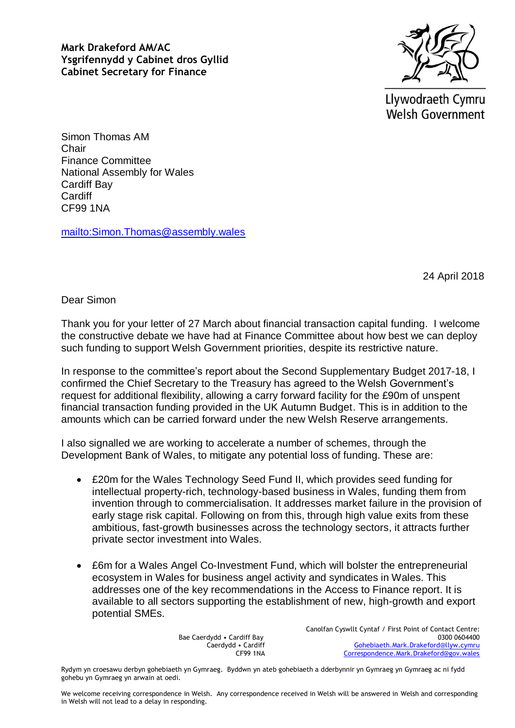**Mark Drakeford AM/AC**
**Ysgrifennydd y Cabinet dros Gyllid**
**Cabinet Secretary for Finance**

Llywodraeth Cymru
Welsh Government

Simon Thomas AM
Chair
Finance Committee
National Assembly for Wales
Cardiff Bay
Cardiff
CF99 1NA

mailto:Simon.Thomas@assembly.wales

24 April 2018

Dear Simon

Thank you for your letter of 27 March about financial transaction capital funding. I welcome the constructive debate we have had at Finance Committee about how best we can deploy such funding to support Welsh Government priorities, despite its restrictive nature.

In response to the committee's report about the Second Supplementary Budget 2017-18, I confirmed the Chief Secretary to the Treasury has agreed to the Welsh Government's request for additional flexibility, allowing a carry forward facility for the £90m of unspent financial transaction funding provided in the UK Autumn Budget. This is in addition to the amounts which can be carried forward under the new Welsh Reserve arrangements.

I also signalled we are working to accelerate a number of schemes, through the Development Bank of Wales, to mitigate any potential loss of funding. These are:

- £20m for the Wales Technology Seed Fund II, which provides seed funding for intellectual property-rich, technology-based business in Wales, funding them from invention through to commercialisation. It addresses market failure in the provision of early stage risk capital. Following on from this, through high value exits from these ambitious, fast-growth businesses across the technology sectors, it attracts further private sector investment into Wales.

- £6m for a Wales Angel Co-Investment Fund, which will bolster the entrepreneurial ecosystem in Wales for business angel activity and syndicates in Wales. This addresses one of the key recommendations in the Access to Finance report. It is available to all sectors supporting the establishment of new, high-growth and export potential SMEs.

Bae Caerdydd • Cardiff Bay
Caerdydd • Cardiff
CF99 1NA

Canolfan Cyswllt Cyntaf / First Point of Contact Centre:
0300 0604400
Gohebiaeth.Mark.Drakeford@llyw.cymru
Correspondence.Mark.Drakeford@gov.wales

Rydym yn croesawu derbyn gohebiaeth yn Gymraeg. Byddwn yn ateb gohebiaeth a dderbynnir yn Gymraeg yn Gymraeg ac ni fydd gohebu yn Gymraeg yn arwain at oedi.

We welcome receiving correspondence in Welsh. Any correspondence received in Welsh will be answered in Welsh and corresponding in Welsh will not lead to a delay in responding.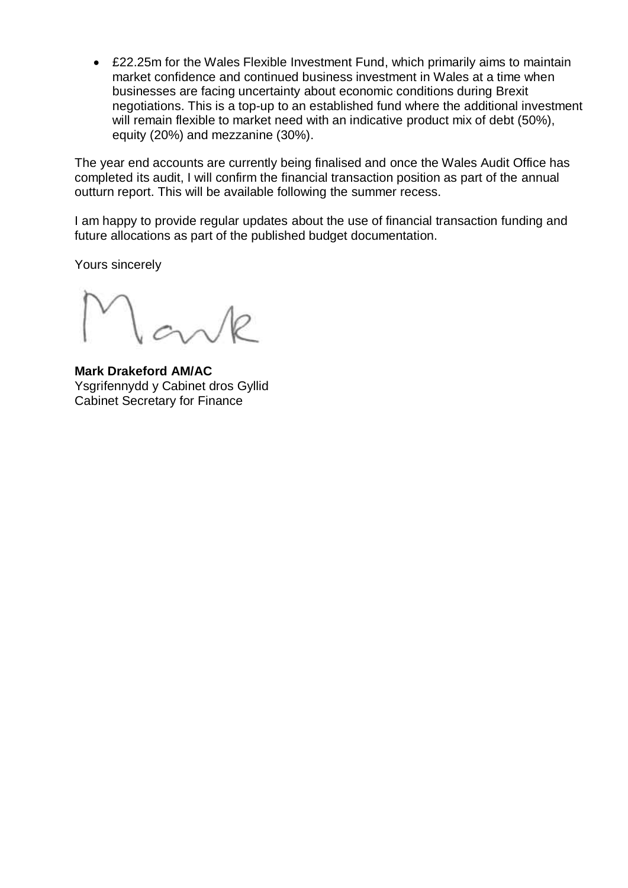- £22.25m for the Wales Flexible Investment Fund, which primarily aims to maintain market confidence and continued business investment in Wales at a time when businesses are facing uncertainty about economic conditions during Brexit negotiations. This is a top-up to an established fund where the additional investment will remain flexible to market need with an indicative product mix of debt (50%), equity (20%) and mezzanine (30%).

The year end accounts are currently being finalised and once the Wales Audit Office has completed its audit, I will confirm the financial transaction position as part of the annual outturn report. This will be available following the summer recess.

I am happy to provide regular updates about the use of financial transaction funding and future allocations as part of the published budget documentation.

Yours sincerely

Mark

**Mark Drakeford AM/AC**
Ysgrifennydd y Cabinet dros Gyllid
Cabinet Secretary for Finance